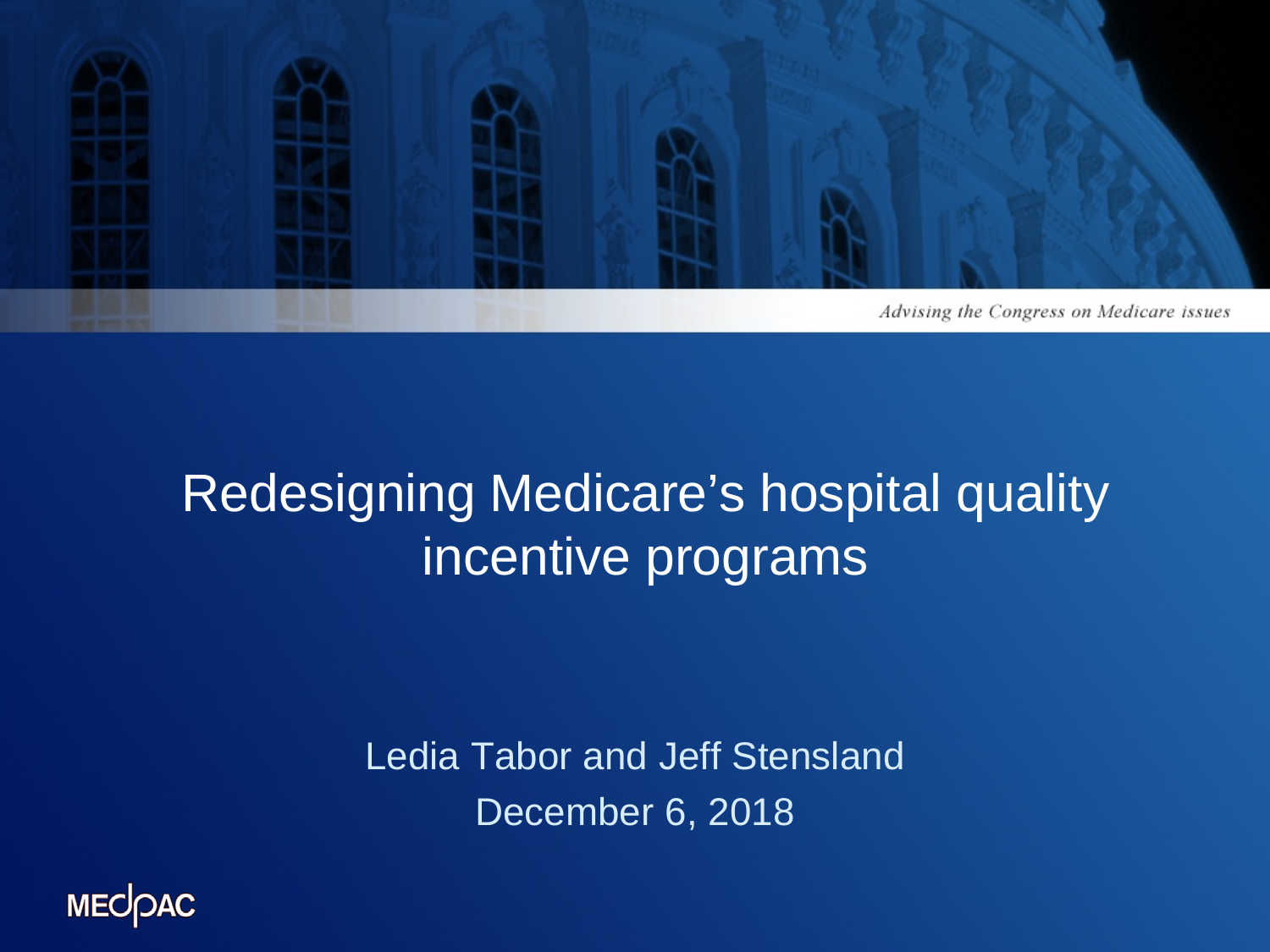*Advising the Congress on Medicare issues*

# Redesigning Medicare's hospital quality incentive programs

Ledia Tabor and Jeff Stensland

December 6, 2018

MEDPAC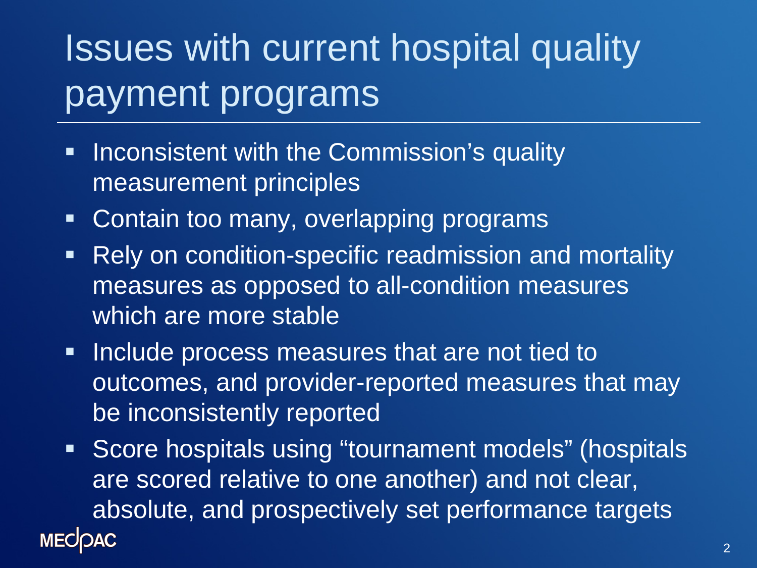# Issues with current hospital quality payment programs

- Inconsistent with the Commission's quality measurement principles
- Contain too many, overlapping programs
- Rely on condition-specific readmission and mortality measures as opposed to all-condition measures which are more stable
- Include process measures that are not tied to outcomes, and provider-reported measures that may be inconsistently reported
- Score hospitals using "tournament models" (hospitals are scored relative to one another) and not clear, absolute, and prospectively set performance targets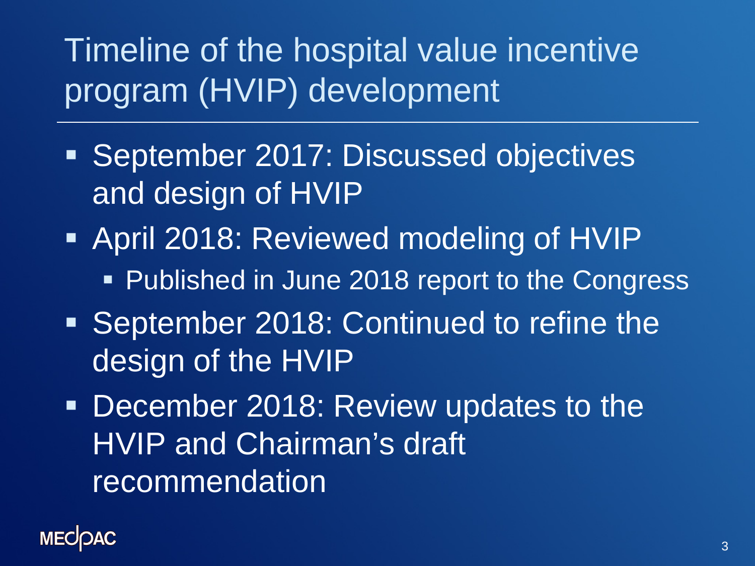# Timeline of the hospital value incentive program (HVIP) development

- September 2017: Discussed objectives and design of HVIP
- April 2018: Reviewed modeling of HVIP
  - Published in June 2018 report to the Congress
- September 2018: Continued to refine the design of the HVIP
- December 2018: Review updates to the HVIP and Chairman's draft recommendation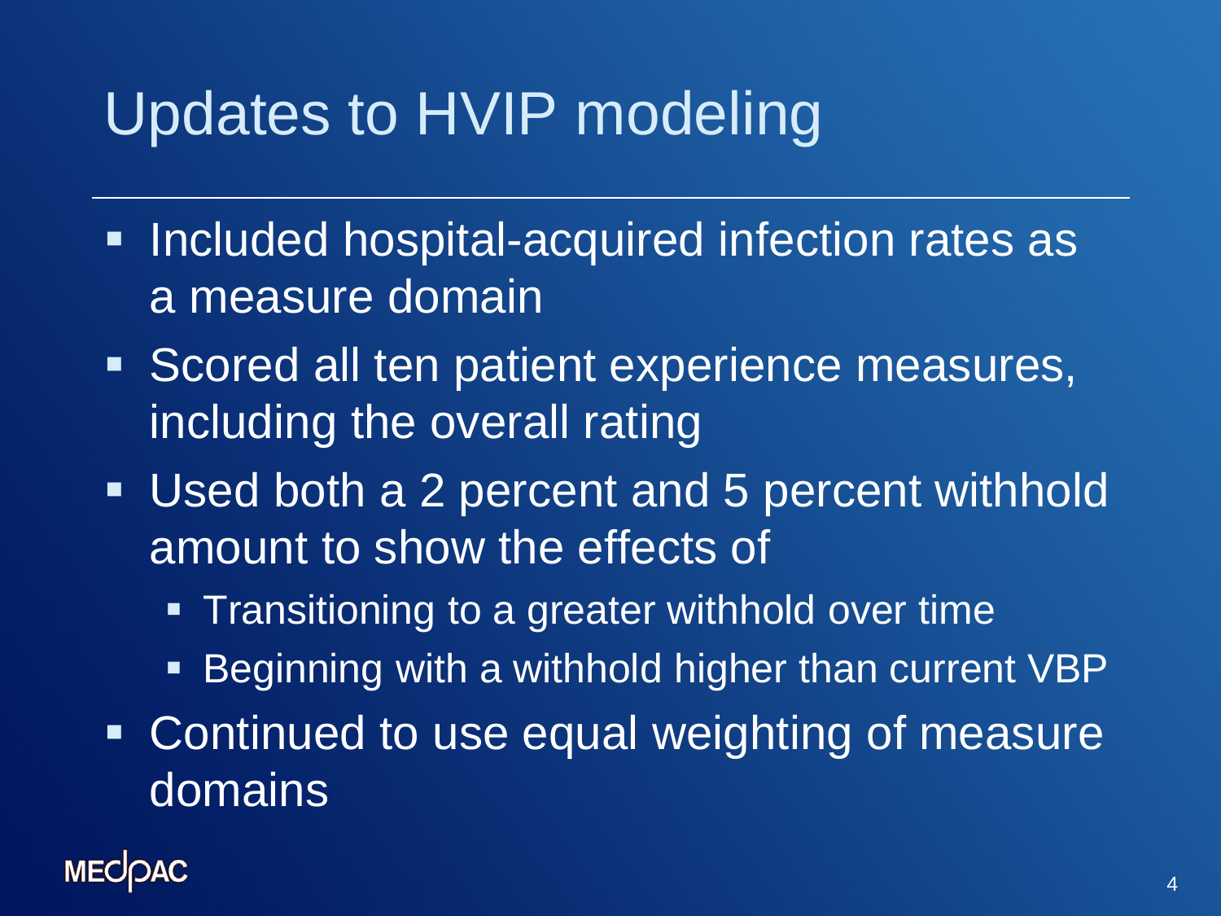# Updates to HVIP modeling

- Included hospital-acquired infection rates as a measure domain
- Scored all ten patient experience measures, including the overall rating
- Used both a 2 percent and 5 percent withhold amount to show the effects of
  - Transitioning to a greater withhold over time
  - Beginning with a withhold higher than current VBP
- Continued to use equal weighting of measure domains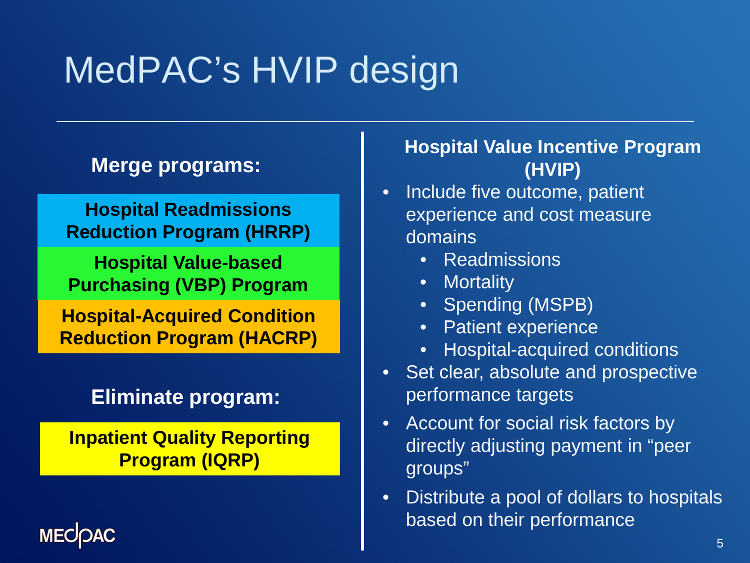# MedPAC's HVIP design

**Merge programs:**

- **Hospital Readmissions Reduction Program (HRRP)**
- **Hospital Value-based Purchasing (VBP) Program**
- **Hospital-Acquired Condition Reduction Program (HACRP)**

**Eliminate program:**

- **Inpatient Quality Reporting Program (IQRP)**

**Hospital Value Incentive Program (HVIP)**

- Include five outcome, patient experience and cost measure domains
  - Readmissions
  - Mortality
  - Spending (MSPB)
  - Patient experience
  - Hospital-acquired conditions
- Set clear, absolute and prospective performance targets
- Account for social risk factors by directly adjusting payment in "peer groups"
- Distribute a pool of dollars to hospitals based on their performance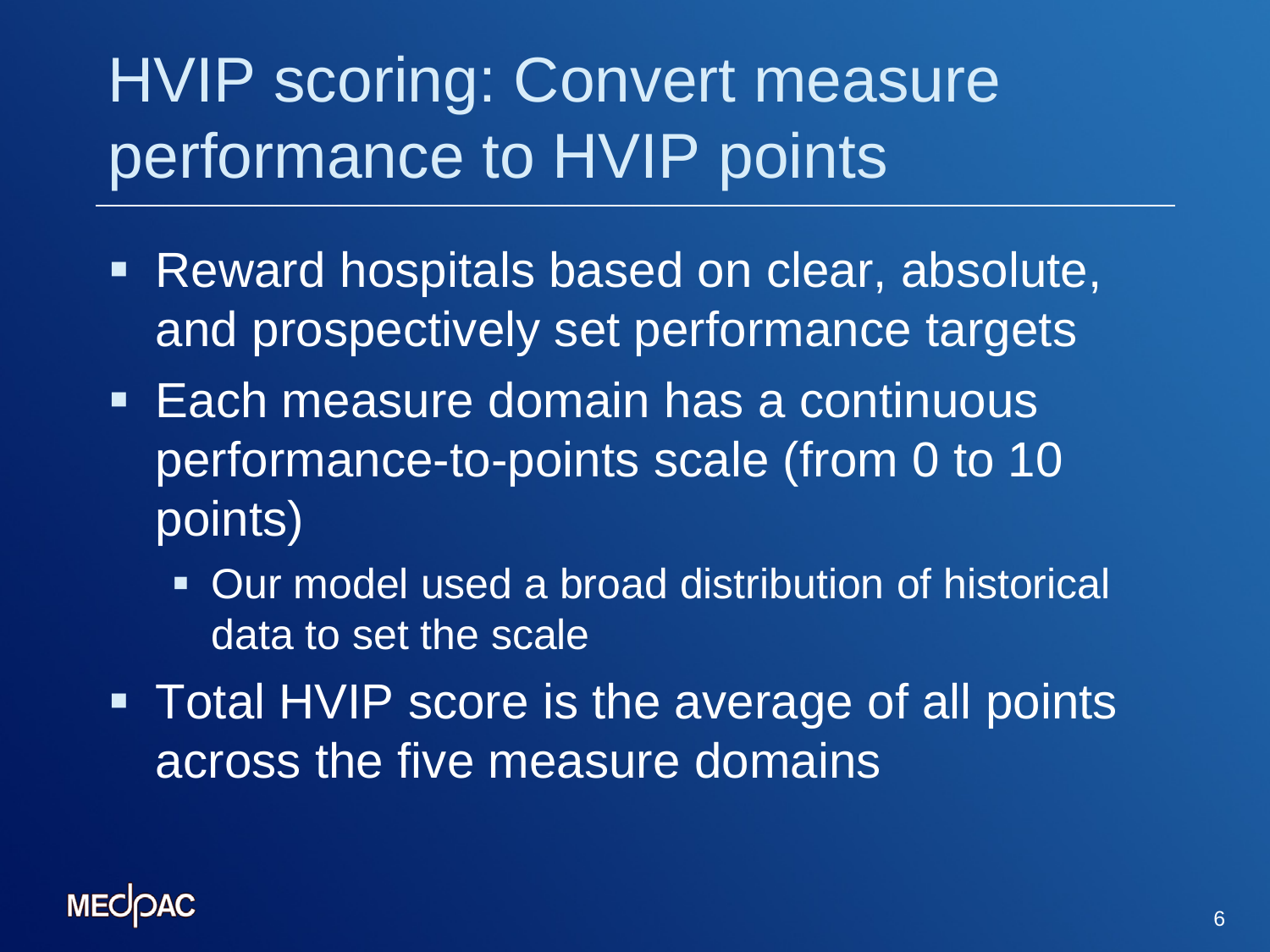# HVIP scoring: Convert measure performance to HVIP points

- Reward hospitals based on clear, absolute, and prospectively set performance targets
- Each measure domain has a continuous performance-to-points scale (from 0 to 10 points)
  - Our model used a broad distribution of historical data to set the scale
- Total HVIP score is the average of all points across the five measure domains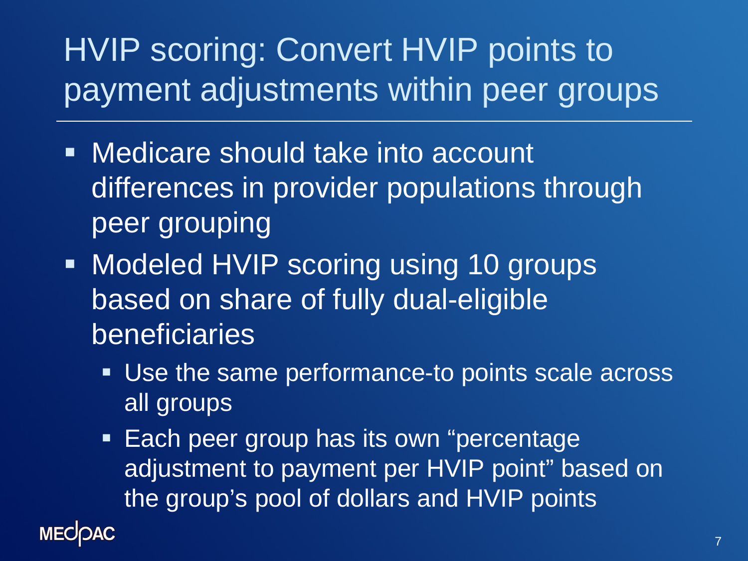# HVIP scoring: Convert HVIP points to payment adjustments within peer groups

- Medicare should take into account differences in provider populations through peer grouping
- Modeled HVIP scoring using 10 groups based on share of fully dual-eligible beneficiaries
  - Use the same performance-to points scale across all groups
  - Each peer group has its own “percentage adjustment to payment per HVIP point” based on the group’s pool of dollars and HVIP points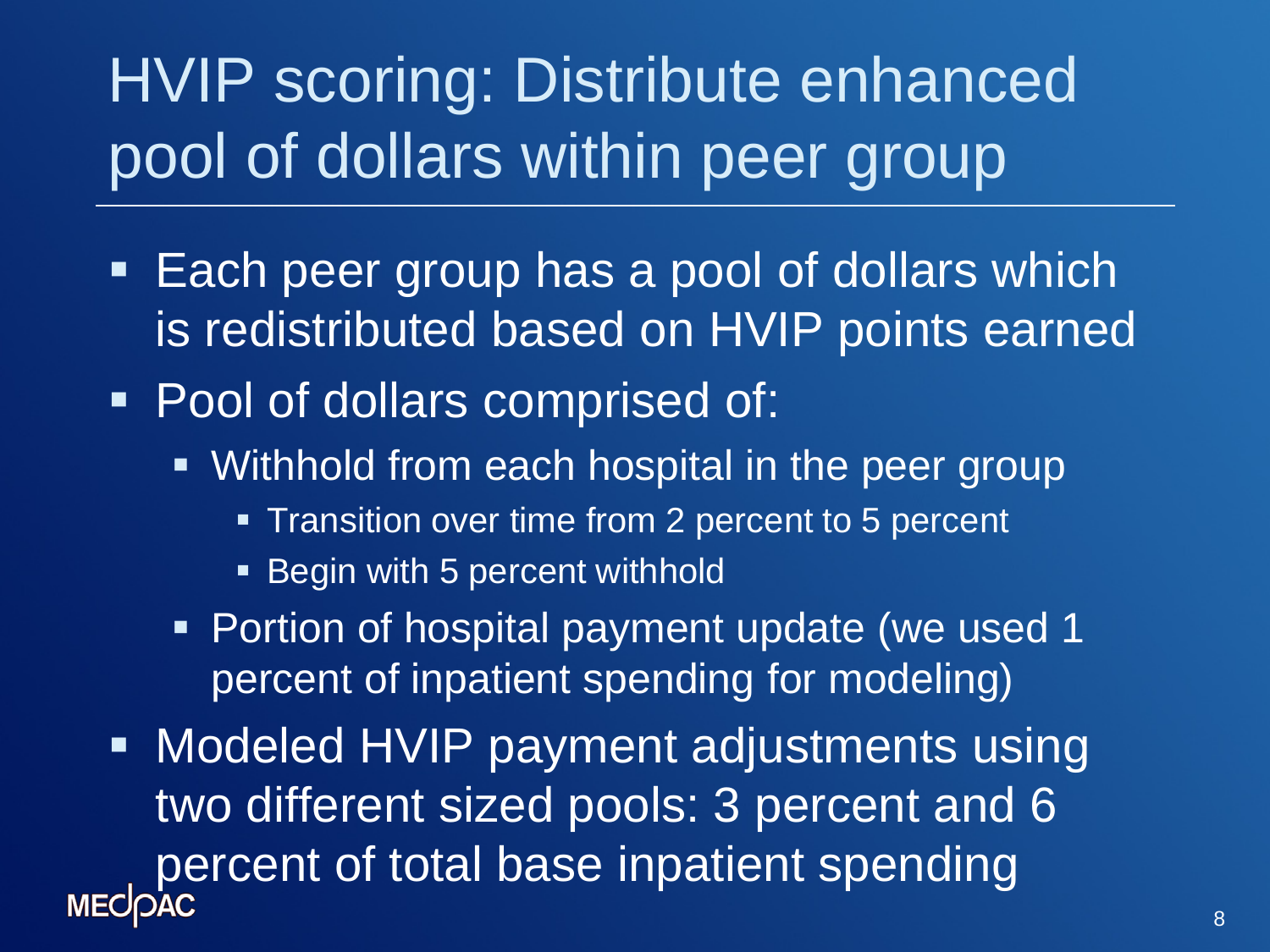# HVIP scoring: Distribute enhanced pool of dollars within peer group

- Each peer group has a pool of dollars which is redistributed based on HVIP points earned
- Pool of dollars comprised of:
  - Withhold from each hospital in the peer group
    - Transition over time from 2 percent to 5 percent
    - Begin with 5 percent withhold
  - Portion of hospital payment update (we used 1 percent of inpatient spending for modeling)
- Modeled HVIP payment adjustments using two different sized pools: 3 percent and 6 percent of total base inpatient spending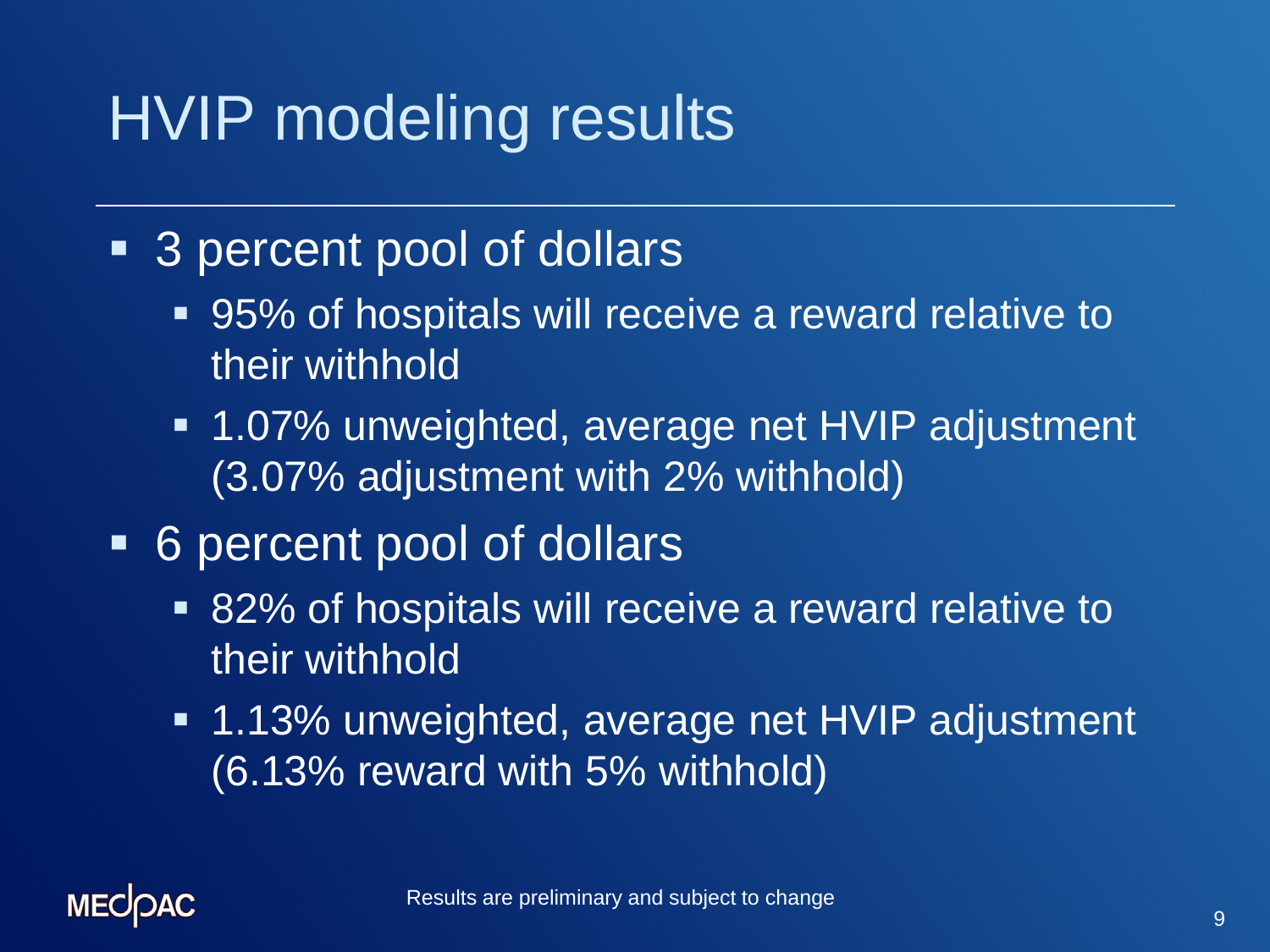# HVIP modeling results

- 3 percent pool of dollars
  - 95% of hospitals will receive a reward relative to their withhold
  - 1.07% unweighted, average net HVIP adjustment (3.07% adjustment with 2% withhold)
- 6 percent pool of dollars
  - 82% of hospitals will receive a reward relative to their withhold
  - 1.13% unweighted, average net HVIP adjustment (6.13% reward with 5% withhold)

Results are preliminary and subject to change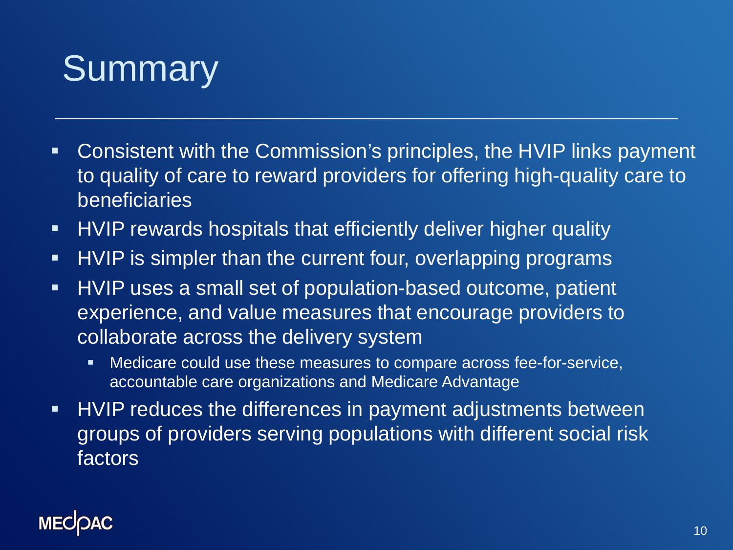# Summary

- Consistent with the Commission's principles, the HVIP links payment to quality of care to reward providers for offering high-quality care to beneficiaries
- HVIP rewards hospitals that efficiently deliver higher quality
- HVIP is simpler than the current four, overlapping programs
- HVIP uses a small set of population-based outcome, patient experience, and value measures that encourage providers to collaborate across the delivery system
  - Medicare could use these measures to compare across fee-for-service, accountable care organizations and Medicare Advantage
- HVIP reduces the differences in payment adjustments between groups of providers serving populations with different social risk factors

MEDPAC